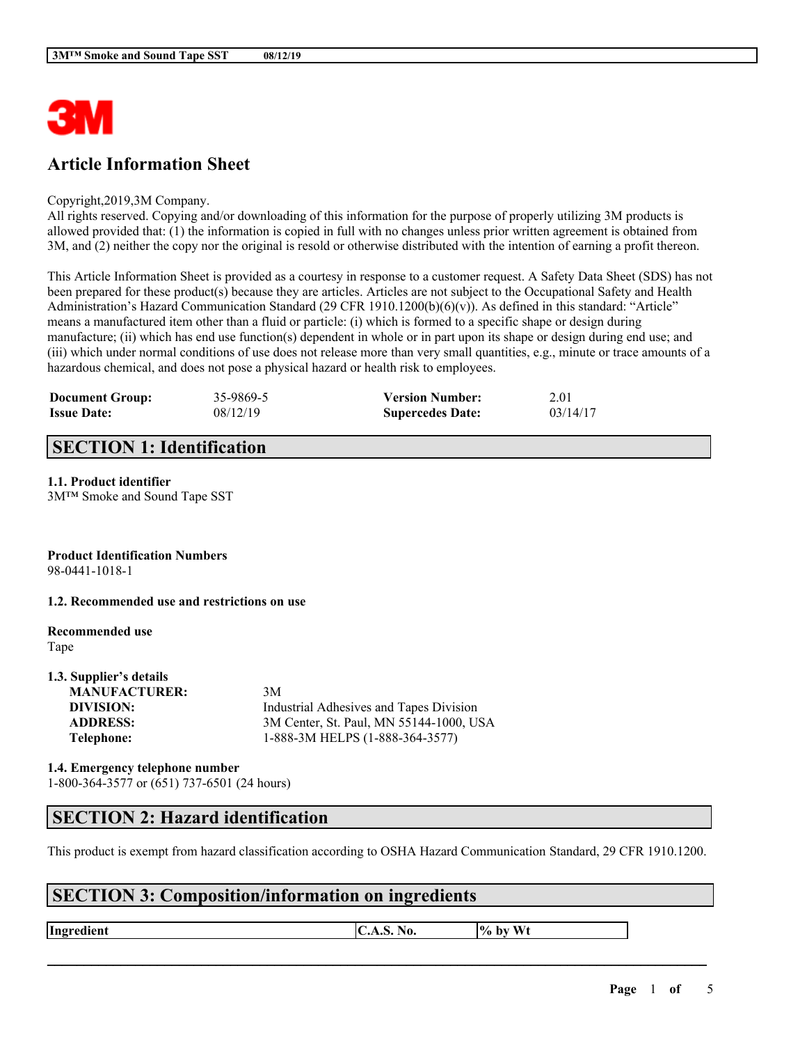# Article Information Sheet

Copyright,2019,3M Company.
All rights reserved. Copying and/or downloading of this information for the purpose of properly utilizing 3M products is allowed provided that: (1) the information is copied in full with no changes unless prior written agreement is obtained from 3M, and (2) neither the copy nor the original is resold or otherwise distributed with the intention of earning a profit thereon.

This Article Information Sheet is provided as a courtesy in response to a customer request. A Safety Data Sheet (SDS) has not been prepared for these product(s) because they are articles. Articles are not subject to the Occupational Safety and Health Administration's Hazard Communication Standard (29 CFR 1910.1200(b)(6)(v)). As defined in this standard: "Article" means a manufactured item other than a fluid or particle: (i) which is formed to a specific shape or design during manufacture; (ii) which has end use function(s) dependent in whole or in part upon its shape or design during end use; and (iii) which under normal conditions of use does not release more than very small quantities, e.g., minute or trace amounts of a hazardous chemical, and does not pose a physical hazard or health risk to employees.

| | | | |
|---|---|---|---|
| **Document Group:** | 35-9869-5 | **Version Number:** | 2.01 |
| **Issue Date:** | 08/12/19 | **Supercedes Date:** | 03/14/17 |

## SECTION 1: Identification

**1.1. Product identifier**
3M™ Smoke and Sound Tape SST

**Product Identification Numbers**
98-0441-1018-1

**1.2. Recommended use and restrictions on use**

**Recommended use**
Tape

**1.3. Supplier's details**

| | |
|---|---|
| **MANUFACTURER:** | 3M |
| **DIVISION:** | Industrial Adhesives and Tapes Division |
| **ADDRESS:** | 3M Center, St. Paul, MN 55144-1000, USA |
| **Telephone:** | 1-888-3M HELPS (1-888-364-3577) |

**1.4. Emergency telephone number**
1-800-364-3577 or (651) 737-6501 (24 hours)

## SECTION 2: Hazard identification

This product is exempt from hazard classification according to OSHA Hazard Communication Standard, 29 CFR 1910.1200.

## SECTION 3: Composition/information on ingredients

| Ingredient | C.A.S. No. | % by Wt |
|---|---|---|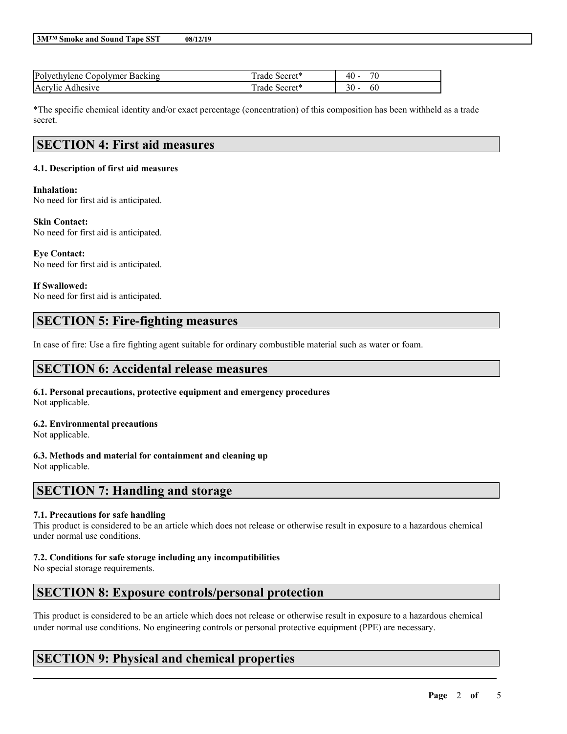| Polyethylene Copolymer Backing | Trade Secret* | 40 - 70 |
|---|---|---|
| Acrylic Adhesive | Trade Secret* | 30 - 60 |

*The specific chemical identity and/or exact percentage (concentration) of this composition has been withheld as a trade secret.

## SECTION 4: First aid measures

### 4.1. Description of first aid measures

**Inhalation:**
No need for first aid is anticipated.

**Skin Contact:**
No need for first aid is anticipated.

**Eye Contact:**
No need for first aid is anticipated.

**If Swallowed:**
No need for first aid is anticipated.

## SECTION 5: Fire-fighting measures

In case of fire: Use a fire fighting agent suitable for ordinary combustible material such as water or foam.

## SECTION 6: Accidental release measures

### 6.1. Personal precautions, protective equipment and emergency procedures
Not applicable.

### 6.2. Environmental precautions
Not applicable.

### 6.3. Methods and material for containment and cleaning up
Not applicable.

## SECTION 7: Handling and storage

### 7.1. Precautions for safe handling
This product is considered to be an article which does not release or otherwise result in exposure to a hazardous chemical under normal use conditions.

### 7.2. Conditions for safe storage including any incompatibilities
No special storage requirements.

## SECTION 8: Exposure controls/personal protection

This product is considered to be an article which does not release or otherwise result in exposure to a hazardous chemical under normal use conditions. No engineering controls or personal protective equipment (PPE) are necessary.

## SECTION 9: Physical and chemical properties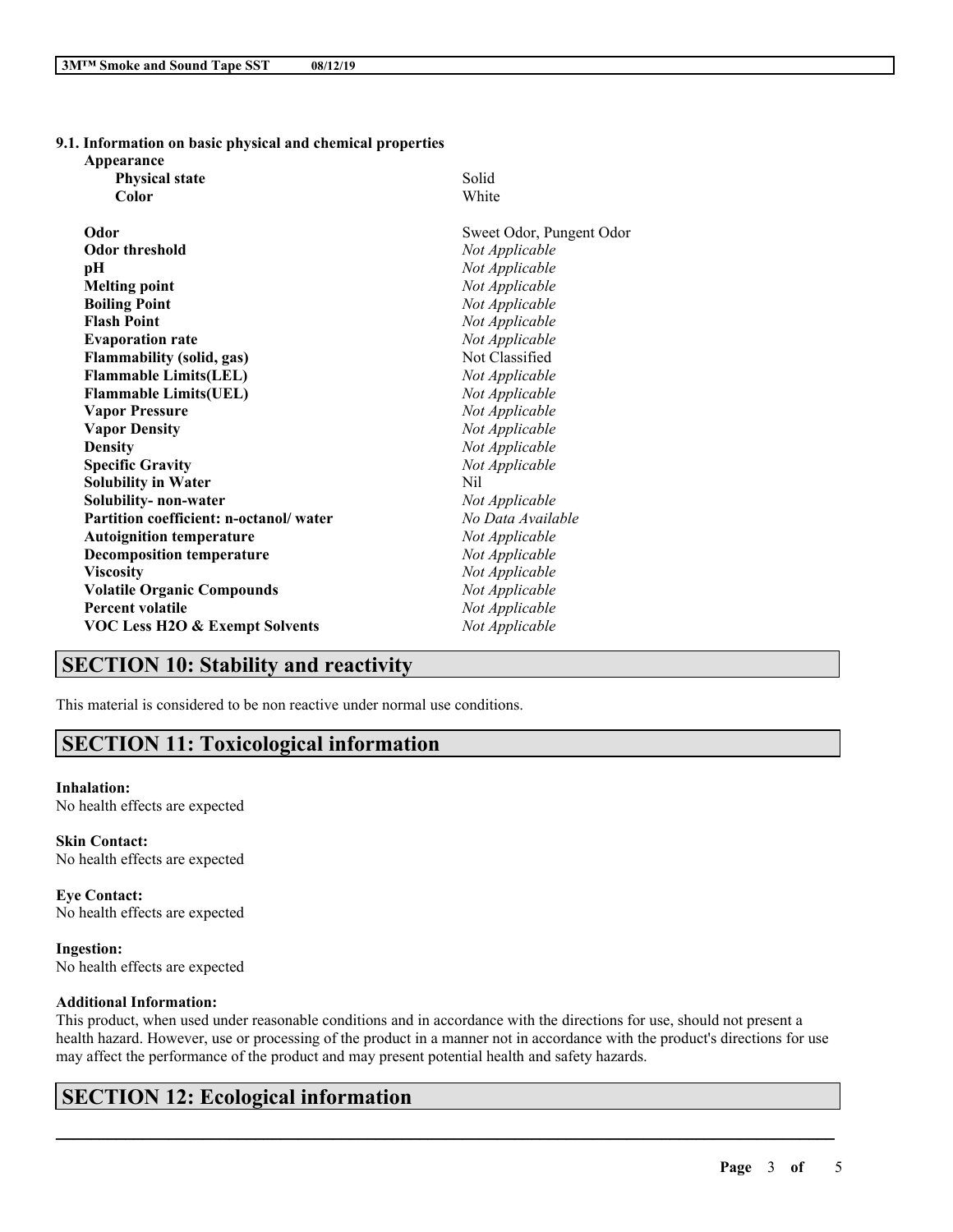### 9.1. Information on basic physical and chemical properties

**Appearance**

| | |
|---|---|
| **Physical state** | Solid |
| **Color** | White |
| **Odor** | Sweet Odor, Pungent Odor |
| **Odor threshold** | *Not Applicable* |
| **pH** | *Not Applicable* |
| **Melting point** | *Not Applicable* |
| **Boiling Point** | *Not Applicable* |
| **Flash Point** | *Not Applicable* |
| **Evaporation rate** | *Not Applicable* |
| **Flammability (solid, gas)** | Not Classified |
| **Flammable Limits(LEL)** | *Not Applicable* |
| **Flammable Limits(UEL)** | *Not Applicable* |
| **Vapor Pressure** | *Not Applicable* |
| **Vapor Density** | *Not Applicable* |
| **Density** | *Not Applicable* |
| **Specific Gravity** | *Not Applicable* |
| **Solubility in Water** | Nil |
| **Solubility- non-water** | *Not Applicable* |
| **Partition coefficient: n-octanol/ water** | *No Data Available* |
| **Autoignition temperature** | *Not Applicable* |
| **Decomposition temperature** | *Not Applicable* |
| **Viscosity** | *Not Applicable* |
| **Volatile Organic Compounds** | *Not Applicable* |
| **Percent volatile** | *Not Applicable* |
| **VOC Less H2O & Exempt Solvents** | *Not Applicable* |

## SECTION 10: Stability and reactivity

This material is considered to be non reactive under normal use conditions.

## SECTION 11: Toxicological information

**Inhalation:**
No health effects are expected

**Skin Contact:**
No health effects are expected

**Eye Contact:**
No health effects are expected

**Ingestion:**
No health effects are expected

**Additional Information:**
This product, when used under reasonable conditions and in accordance with the directions for use, should not present a health hazard. However, use or processing of the product in a manner not in accordance with the product's directions for use may affect the performance of the product and may present potential health and safety hazards.

## SECTION 12: Ecological information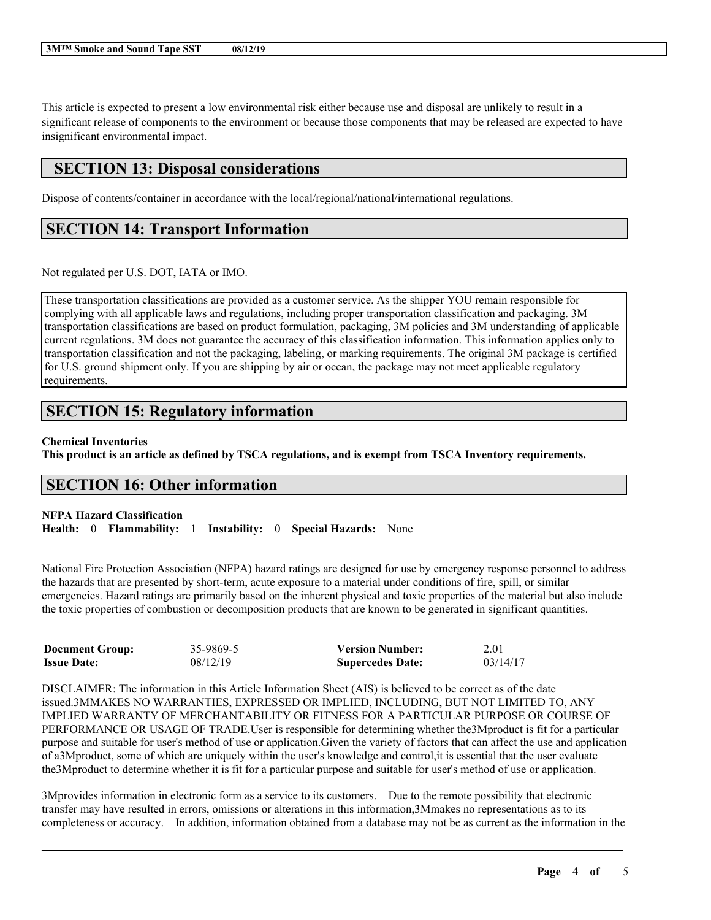This article is expected to present a low environmental risk either because use and disposal are unlikely to result in a significant release of components to the environment or because those components that may be released are expected to have insignificant environmental impact.

## SECTION 13: Disposal considerations

Dispose of contents/container in accordance with the local/regional/national/international regulations.

## SECTION 14: Transport Information

Not regulated per U.S. DOT, IATA or IMO.

These transportation classifications are provided as a customer service. As the shipper YOU remain responsible for complying with all applicable laws and regulations, including proper transportation classification and packaging. 3M transportation classifications are based on product formulation, packaging, 3M policies and 3M understanding of applicable current regulations. 3M does not guarantee the accuracy of this classification information. This information applies only to transportation classification and not the packaging, labeling, or marking requirements. The original 3M package is certified for U.S. ground shipment only. If you are shipping by air or ocean, the package may not meet applicable regulatory requirements.

## SECTION 15: Regulatory information

**Chemical Inventories**

**This product is an article as defined by TSCA regulations, and is exempt from TSCA Inventory requirements.**

## SECTION 16: Other information

**NFPA Hazard Classification**

**Health:** 0 **Flammability:** 1 **Instability:** 0 **Special Hazards:** None

National Fire Protection Association (NFPA) hazard ratings are designed for use by emergency response personnel to address the hazards that are presented by short-term, acute exposure to a material under conditions of fire, spill, or similar emergencies. Hazard ratings are primarily based on the inherent physical and toxic properties of the material but also include the toxic properties of combustion or decomposition products that are known to be generated in significant quantities.

| | | | |
|---|---|---|---|
| **Document Group:** | 35-9869-5 | **Version Number:** | 2.01 |
| **Issue Date:** | 08/12/19 | **Supercedes Date:** | 03/14/17 |

DISCLAIMER: The information in this Article Information Sheet (AIS) is believed to be correct as of the date issued.3MMAKES NO WARRANTIES, EXPRESSED OR IMPLIED, INCLUDING, BUT NOT LIMITED TO, ANY IMPLIED WARRANTY OF MERCHANTABILITY OR FITNESS FOR A PARTICULAR PURPOSE OR COURSE OF PERFORMANCE OR USAGE OF TRADE.User is responsible for determining whether the3Mproduct is fit for a particular purpose and suitable for user's method of use or application.Given the variety of factors that can affect the use and application of a3Mproduct, some of which are uniquely within the user's knowledge and control,it is essential that the user evaluate the3Mproduct to determine whether it is fit for a particular purpose and suitable for user's method of use or application.

3Mprovides information in electronic form as a service to its customers. Due to the remote possibility that electronic transfer may have resulted in errors, omissions or alterations in this information,3Mmakes no representations as to its completeness or accuracy. In addition, information obtained from a database may not be as current as the information in the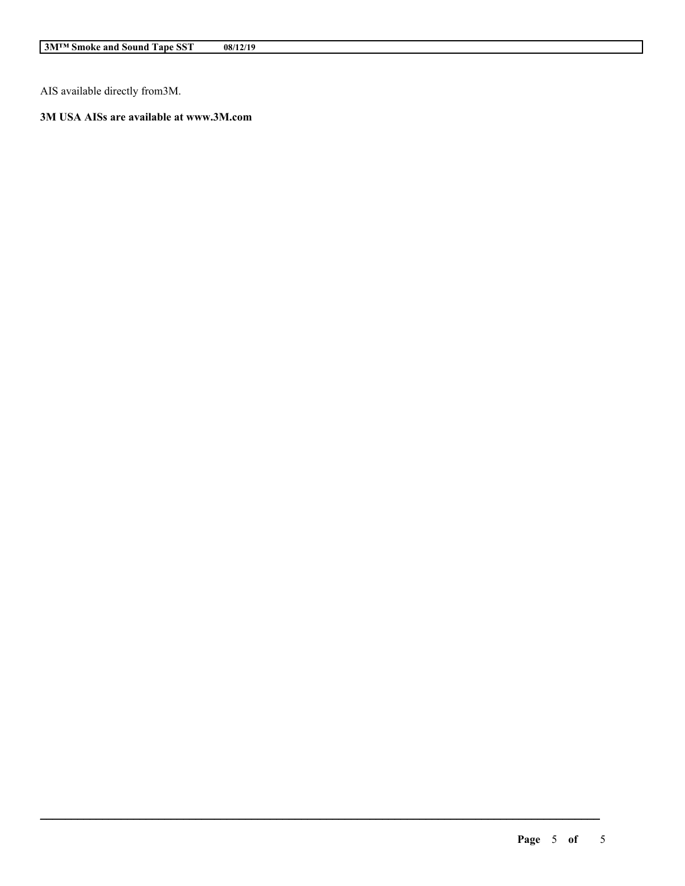AIS available directly from3M.

**3M USA AISs are available at www.3M.com**